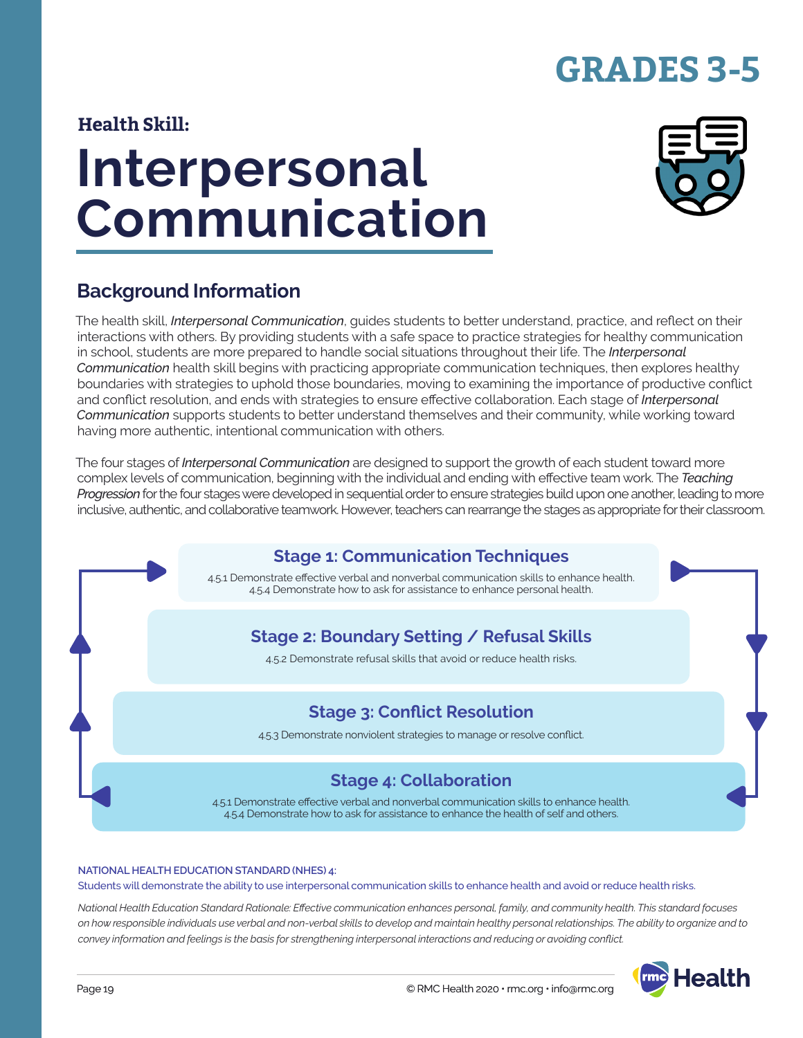# GRADES 3-5

**Health Skill:**

# Interpersonal Communication

## Background Information

The health skill, *Interpersonal Communication*, guides students to better understand, practice, and reflect on their interactions with others. By providing students with a safe space to practice strategies for healthy communication in school, students are more prepared to handle social situations throughout their life. The *Interpersonal Communication* health skill begins with practicing appropriate communication techniques, then explores healthy boundaries with strategies to uphold those boundaries, moving to examining the importance of productive conflict and conflict resolution, and ends with strategies to ensure effective collaboration. Each stage of *Interpersonal Communication* supports students to better understand themselves and their community, while working toward having more authentic, intentional communication with others.

The four stages of *Interpersonal Communication* are designed to support the growth of each student toward more complex levels of communication, beginning with the individual and ending with effective team work. The *Teaching Progression* for the four stages were developed in sequential order to ensure strategies build upon one another, leading to more inclusive, authentic, and collaborative teamwork. However, teachers can rearrange the stages as appropriate for their classroom.

### Stage 1: Communication Techniques

4.5.1 Demonstrate effective verbal and nonverbal communication skills to enhance health.
4.5.4 Demonstrate how to ask for assistance to enhance personal health.

### Stage 2: Boundary Setting / Refusal Skills

4.5.2 Demonstrate refusal skills that avoid or reduce health risks.

### Stage 3: Conflict Resolution

4.5.3 Demonstrate nonviolent strategies to manage or resolve conflict.

### Stage 4: Collaboration

4.5.1 Demonstrate effective verbal and nonverbal communication skills to enhance health.
4.5.4 Demonstrate how to ask for assistance to enhance the health of self and others.

**NATIONAL HEALTH EDUCATION STANDARD (NHES) 4:**
Students will demonstrate the ability to use interpersonal communication skills to enhance health and avoid or reduce health risks.

*National Health Education Standard Rationale: Effective communication enhances personal, family, and community health. This standard focuses on how responsible individuals use verbal and non-verbal skills to develop and maintain healthy personal relationships. The ability to organize and to convey information and feelings is the basis for strengthening interpersonal interactions and reducing or avoiding conflict.*

© RMC Health 2020 • rmc.org • info@rmc.org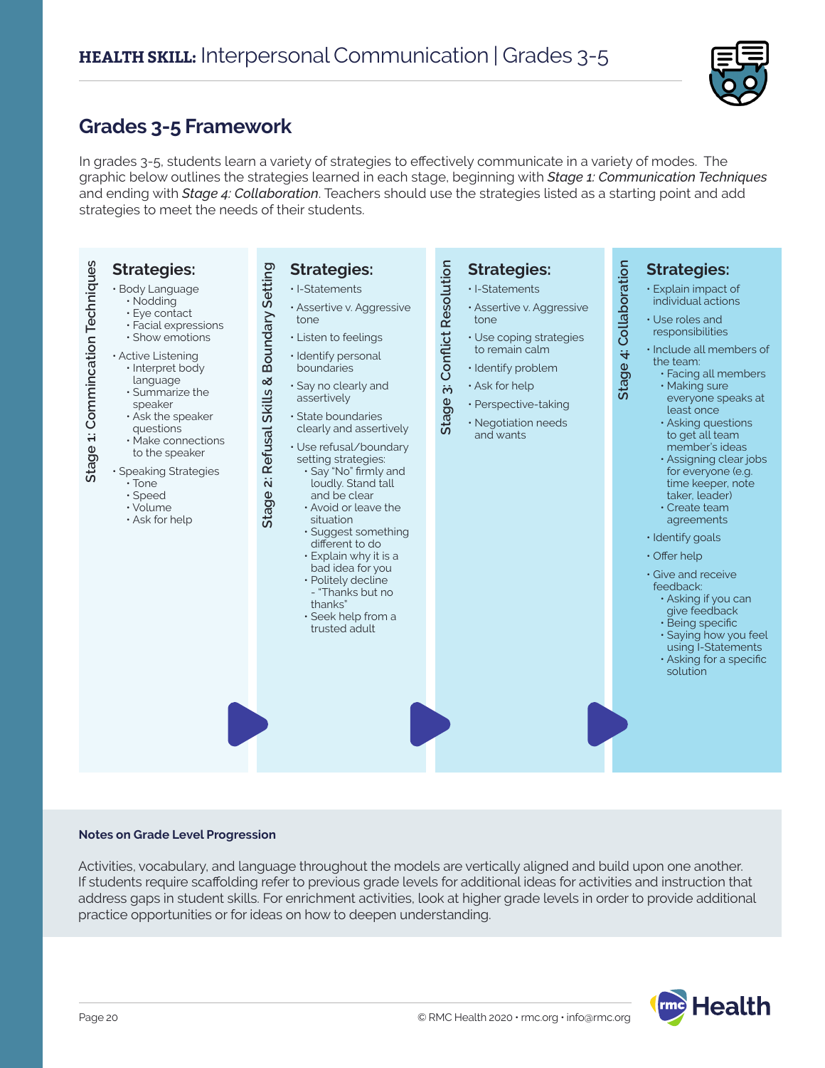## HEALTH SKILL: Interpersonal Communication | Grades 3-5

## Grades 3-5 Framework

In grades 3-5, students learn a variety of strategies to effectively communicate in a variety of modes. The graphic below outlines the strategies learned in each stage, beginning with ***Stage 1:** Communication Techniques* and ending with ***Stage 4:** Collaboration*. Teachers should use the strategies listed as a starting point and add strategies to meet the needs of their students.

### Stage 1: Commincation Techniques

**Strategies:**

- Body Language
  - Nodding
  - Eye contact
  - Facial expressions
  - Show emotions
- Active Listening
  - Interpret body language
  - Summarize the speaker
  - Ask the speaker questions
  - Make connections to the speaker
- Speaking Strategies
  - Tone
  - Speed
  - Volume
  - Ask for help

### Stage 2: Refusal Skills & Boundary Setting

**Strategies:**

- I-Statements
- Assertive v. Aggressive tone
- Listen to feelings
- Identify personal boundaries
- Say no clearly and assertively
- State boundaries clearly and assertively
- Use refusal/boundary setting strategies:
  - Say "No" firmly and loudly. Stand tall and be clear
  - Avoid or leave the situation
  - Suggest something different to do
  - Explain why it is a bad idea for you
  - Politely decline - "Thanks but no thanks"
  - Seek help from a trusted adult

### Stage 3: Conflict Resolution

**Strategies:**

- I-Statements
- Assertive v. Aggressive tone
- Use coping strategies to remain calm
- Identify problem
- Ask for help
- Perspective-taking
- Negotiation needs and wants

### Stage 4: Collaboration

**Strategies:**

- Explain impact of individual actions
- Use roles and responsibilities
- Include all members of the team:
  - Facing all members
  - Making sure everyone speaks at least once
  - Asking questions to get all team member's ideas
  - Assigning clear jobs for everyone (e.g. time keeper, note taker, leader)
  - Create team agreements
- Identify goals
- Offer help
- Give and receive feedback:
  - Asking if you can give feedback
  - Being specific
  - Saying how you feel using I-Statements
  - Asking for a specific solution

**Notes on Grade Level Progression**

Activities, vocabulary, and language throughout the models are vertically aligned and build upon one another. If students require scaffolding refer to previous grade levels for additional ideas for activities and instruction that address gaps in student skills. For enrichment activities, look at higher grade levels in order to provide additional practice opportunities or for ideas on how to deepen understanding.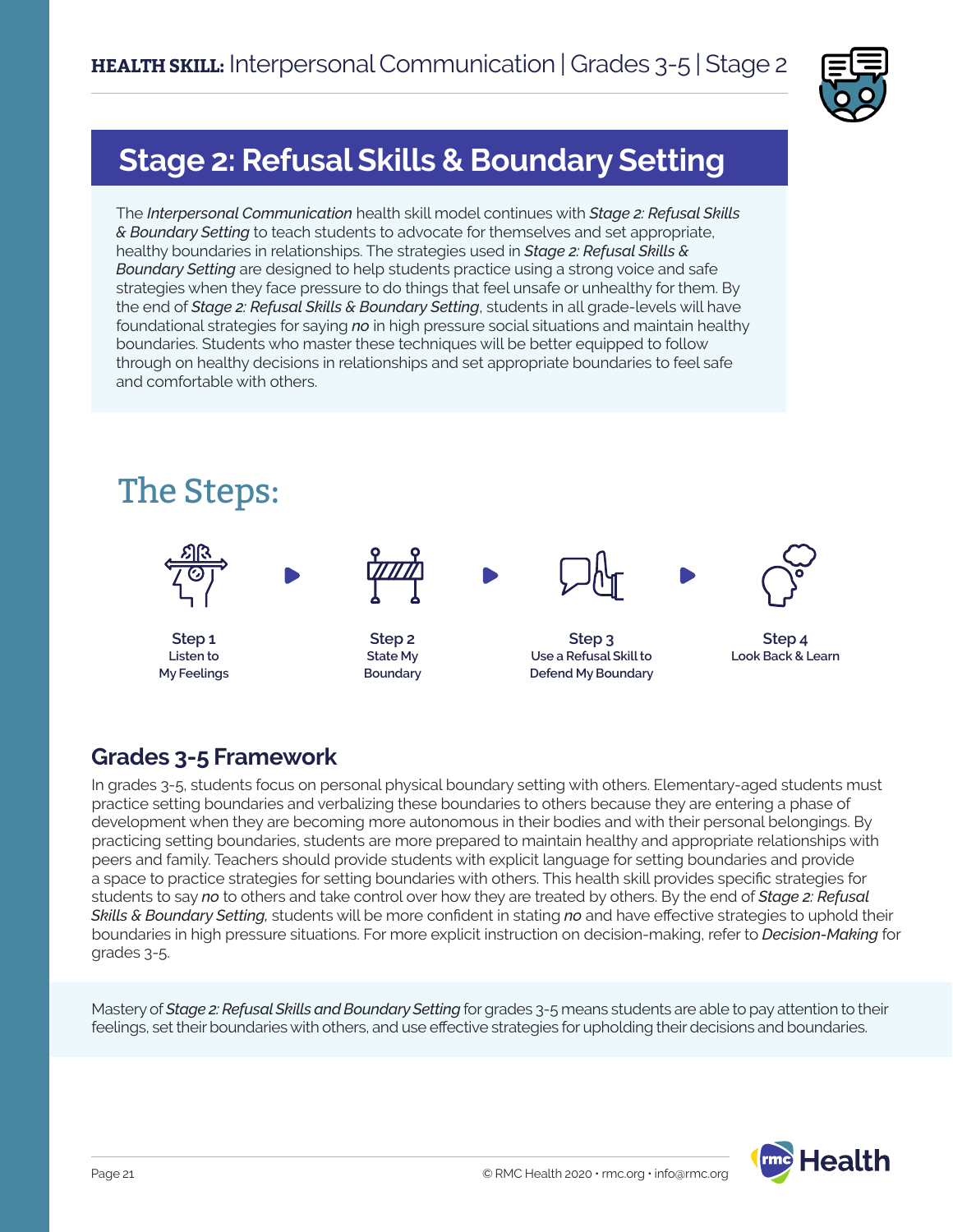## Stage 2: Refusal Skills & Boundary Setting

The *Interpersonal Communication* health skill model continues with ***Stage 2: Refusal Skills & Boundary Setting*** to teach students to advocate for themselves and set appropriate, healthy boundaries in relationships. The strategies used in ***Stage 2: Refusal Skills & Boundary Setting*** are designed to help students practice using a strong voice and safe strategies when they face pressure to do things that feel unsafe or unhealthy for them. By the end of ***Stage 2: Refusal Skills & Boundary Setting***, students in all grade-levels will have foundational strategies for saying ***no*** in high pressure social situations and maintain healthy boundaries. Students who master these techniques will be better equipped to follow through on healthy decisions in relationships and set appropriate boundaries to feel safe and comfortable with others.

# The Steps:

**Step 1**
Listen to My Feelings

**Step 2**
State My Boundary

**Step 3**
Use a Refusal Skill to Defend My Boundary

**Step 4**
Look Back & Learn

## Grades 3-5 Framework

In grades 3-5, students focus on personal physical boundary setting with others. Elementary-aged students must practice setting boundaries and verbalizing these boundaries to others because they are entering a phase of development when they are becoming more autonomous in their bodies and with their personal belongings. By practicing setting boundaries, students are more prepared to maintain healthy and appropriate relationships with peers and family. Teachers should provide students with explicit language for setting boundaries and provide a space to practice strategies for setting boundaries with others. This health skill provides specific strategies for students to say ***no*** to others and take control over how they are treated by others. By the end of ***Stage 2: Refusal Skills & Boundary Setting,*** students will be more confident in stating ***no*** and have effective strategies to uphold their boundaries in high pressure situations. For more explicit instruction on decision-making, refer to ***Decision-Making*** for grades 3-5.

Mastery of ***Stage 2: Refusal Skills and Boundary Setting*** for grades 3-5 means students are able to pay attention to their feelings, set their boundaries with others, and use effective strategies for upholding their decisions and boundaries.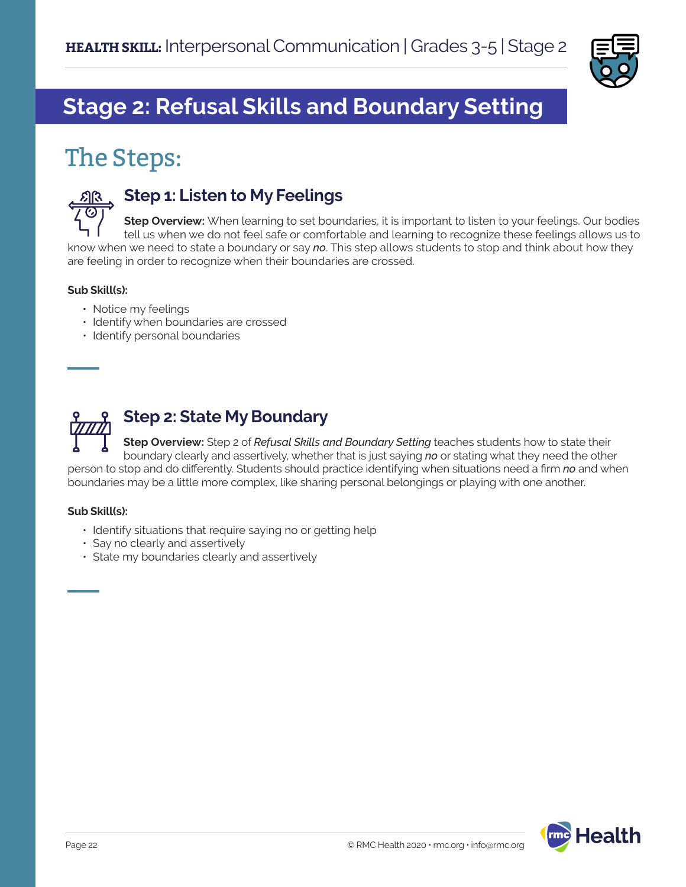## Stage 2: Refusal Skills and Boundary Setting

# The Steps:

### Step 1: Listen to My Feelings

**Step Overview:** When learning to set boundaries, it is important to listen to your feelings. Our bodies tell us when we do not feel safe or comfortable and learning to recognize these feelings allows us to know when we need to state a boundary or say ***no***. This step allows students to stop and think about how they are feeling in order to recognize when their boundaries are crossed.

**Sub Skill(s):**

- Notice my feelings
- Identify when boundaries are crossed
- Identify personal boundaries

### Step 2: State My Boundary

**Step Overview:** Step 2 of *Refusal Skills and Boundary Setting* teaches students how to state their boundary clearly and assertively, whether that is just saying ***no*** or stating what they need the other person to stop and do differently. Students should practice identifying when situations need a firm ***no*** and when boundaries may be a little more complex, like sharing personal belongings or playing with one another.

**Sub Skill(s):**

- Identify situations that require saying no or getting help
- Say no clearly and assertively
- State my boundaries clearly and assertively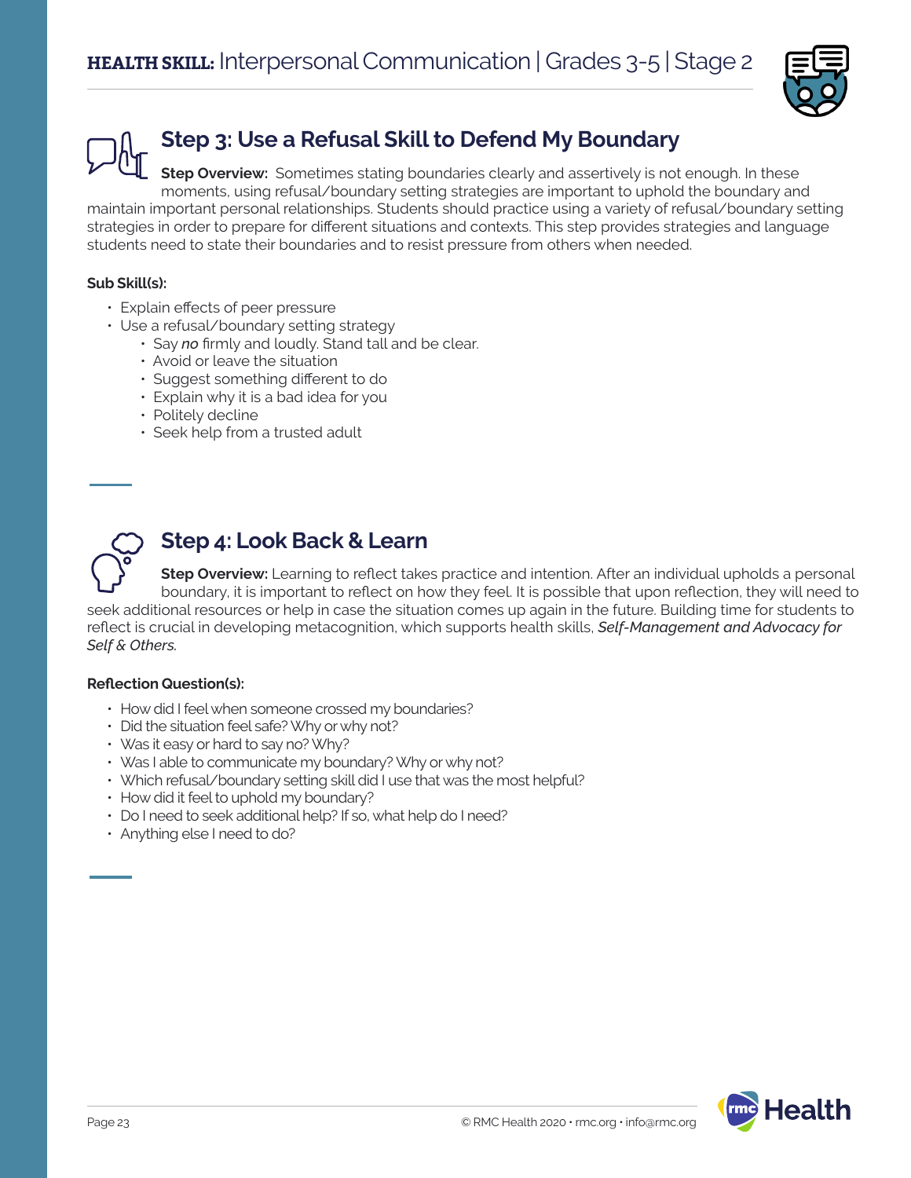## Step 3: Use a Refusal Skill to Defend My Boundary

**Step Overview:** Sometimes stating boundaries clearly and assertively is not enough. In these moments, using refusal/boundary setting strategies are important to uphold the boundary and maintain important personal relationships. Students should practice using a variety of refusal/boundary setting strategies in order to prepare for different situations and contexts. This step provides strategies and language students need to state their boundaries and to resist pressure from others when needed.

**Sub Skill(s):**

- Explain effects of peer pressure
- Use a refusal/boundary setting strategy
  - Say *no* firmly and loudly. Stand tall and be clear.
  - Avoid or leave the situation
  - Suggest something different to do
  - Explain why it is a bad idea for you
  - Politely decline
  - Seek help from a trusted adult

## Step 4: Look Back & Learn

**Step Overview:** Learning to reflect takes practice and intention. After an individual upholds a personal boundary, it is important to reflect on how they feel. It is possible that upon reflection, they will need to seek additional resources or help in case the situation comes up again in the future. Building time for students to reflect is crucial in developing metacognition, which supports health skills, ***Self-Management and Advocacy for Self & Others.***

**Reflection Question(s):**

- How did I feel when someone crossed my boundaries?
- Did the situation feel safe? Why or why not?
- Was it easy or hard to say no? Why?
- Was I able to communicate my boundary? Why or why not?
- Which refusal/boundary setting skill did I use that was the most helpful?
- How did it feel to uphold my boundary?
- Do I need to seek additional help? If so, what help do I need?
- Anything else I need to do?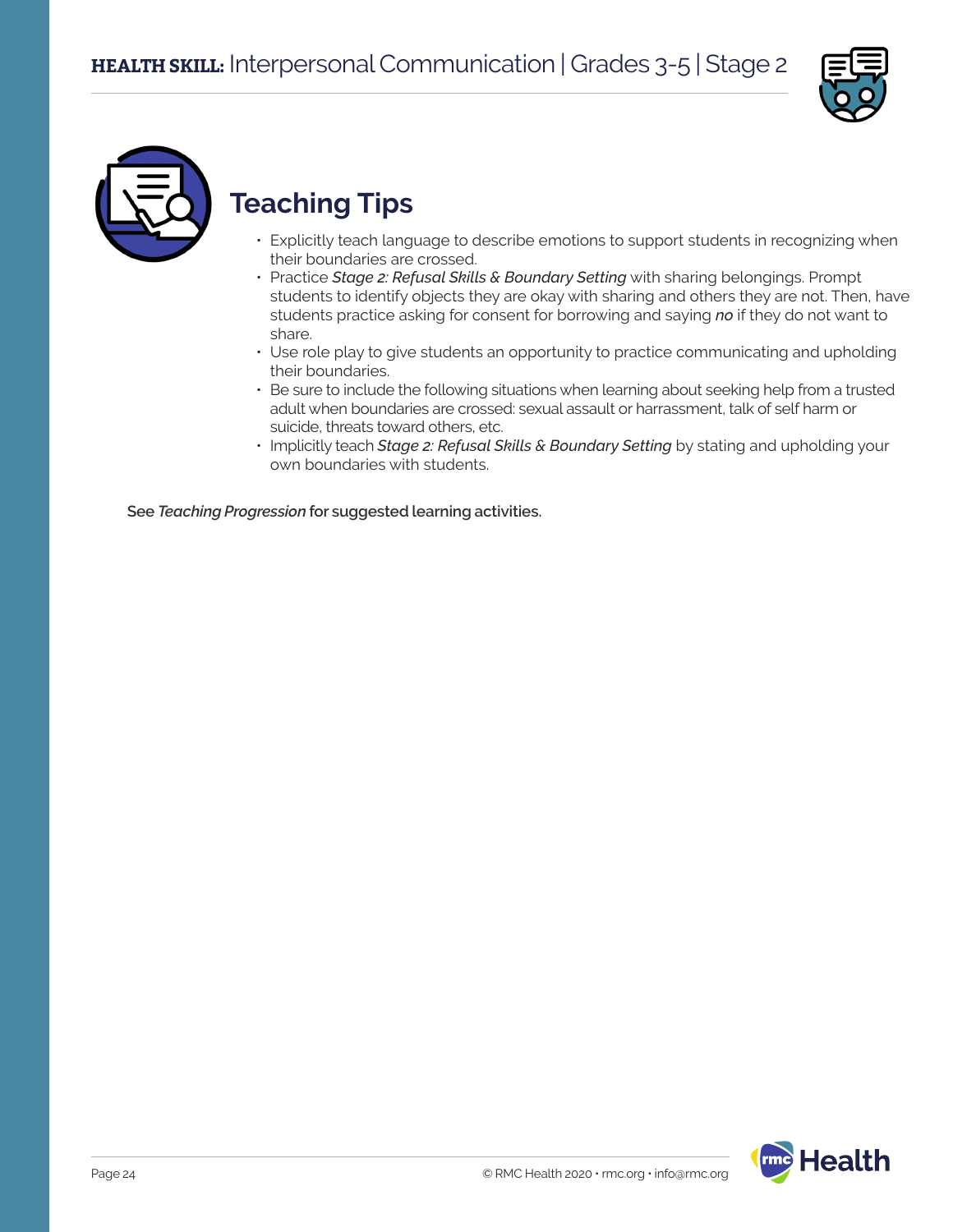## Teaching Tips

- Explicitly teach language to describe emotions to support students in recognizing when their boundaries are crossed.
- Practice ***Stage 2: Refusal Skills & Boundary Setting*** with sharing belongings. Prompt students to identify objects they are okay with sharing and others they are not. Then, have students practice asking for consent for borrowing and saying ***no*** if they do not want to share.
- Use role play to give students an opportunity to practice communicating and upholding their boundaries.
- Be sure to include the following situations when learning about seeking help from a trusted adult when boundaries are crossed: sexual assault or harrassment, talk of self harm or suicide, threats toward others, etc.
- Implicitly teach ***Stage 2: Refusal Skills & Boundary Setting*** by stating and upholding your own boundaries with students.

**See *Teaching Progression* for suggested learning activities.**